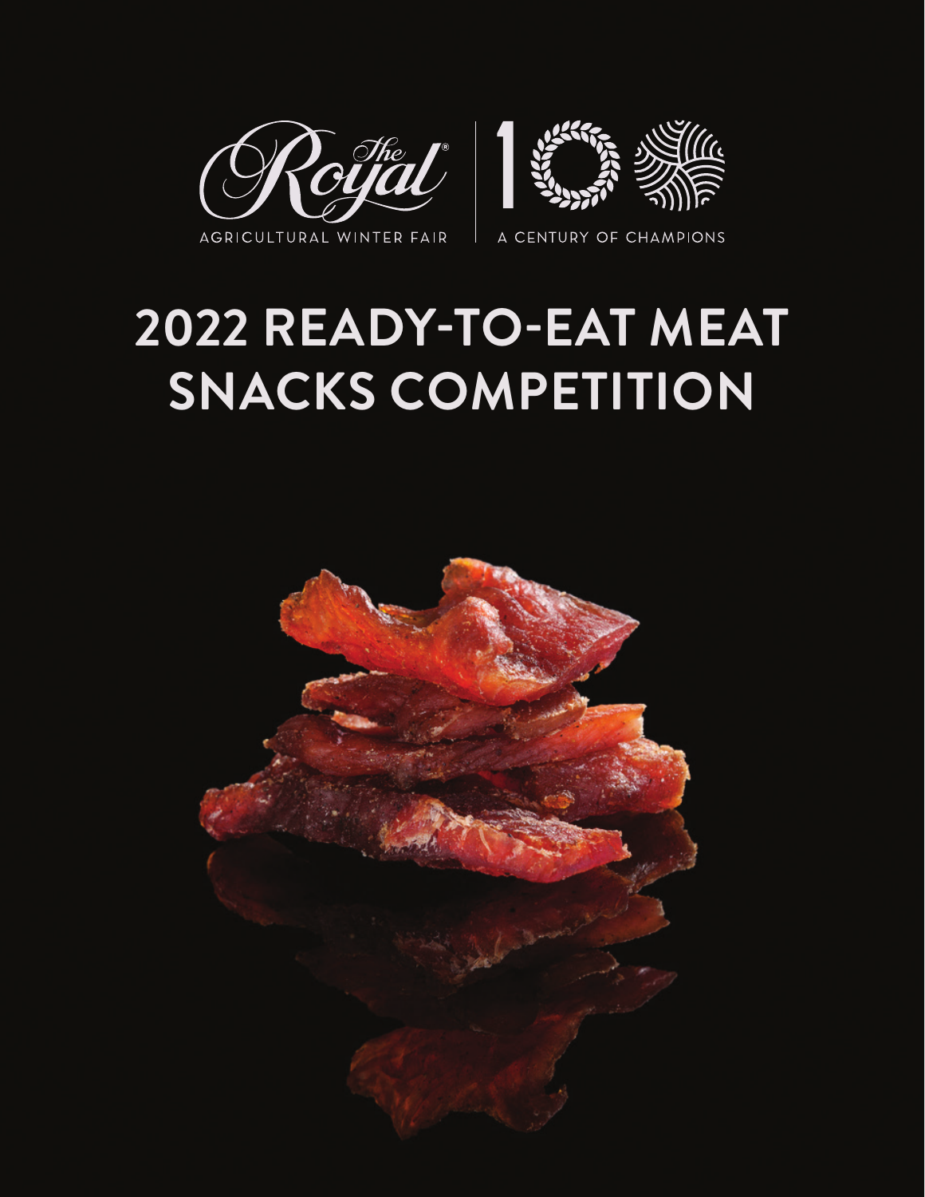The Royal® AGRICULTURAL WINTER FAIR | 100 A CENTURY OF CHAMPIONS

# 2022 READY-TO-EAT MEAT SNACKS COMPETITION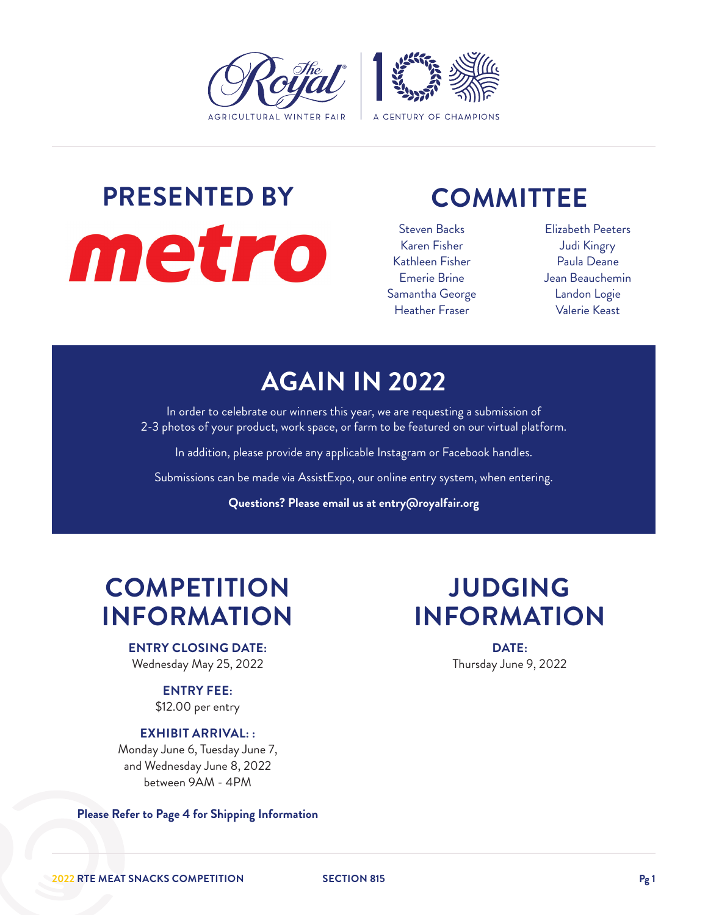The Royal Agricultural Winter Fair | A Century of Champions

## PRESENTED BY

metro

## COMMITTEE

Steven Backs
Karen Fisher
Kathleen Fisher
Emerie Brine
Samantha George
Heather Fraser
Elizabeth Peeters
Judi Kingry
Paula Deane
Jean Beauchemin
Landon Logie
Valerie Keast

## AGAIN IN 2022

In order to celebrate our winners this year, we are requesting a submission of 2-3 photos of your product, work space, or farm to be featured on our virtual platform.

In addition, please provide any applicable Instagram or Facebook handles.

Submissions can be made via AssistExpo, our online entry system, when entering.

**Questions? Please email us at entry@royalfair.org**

## COMPETITION INFORMATION

**ENTRY CLOSING DATE:**
Wednesday May 25, 2022

**ENTRY FEE:**
$12.00 per entry

**EXHIBIT ARRIVAL: :**
Monday June 6, Tuesday June 7, and Wednesday June 8, 2022 between 9AM - 4PM

**Please Refer to Page 4 for Shipping Information**

## JUDGING INFORMATION

**DATE:**
Thursday June 9, 2022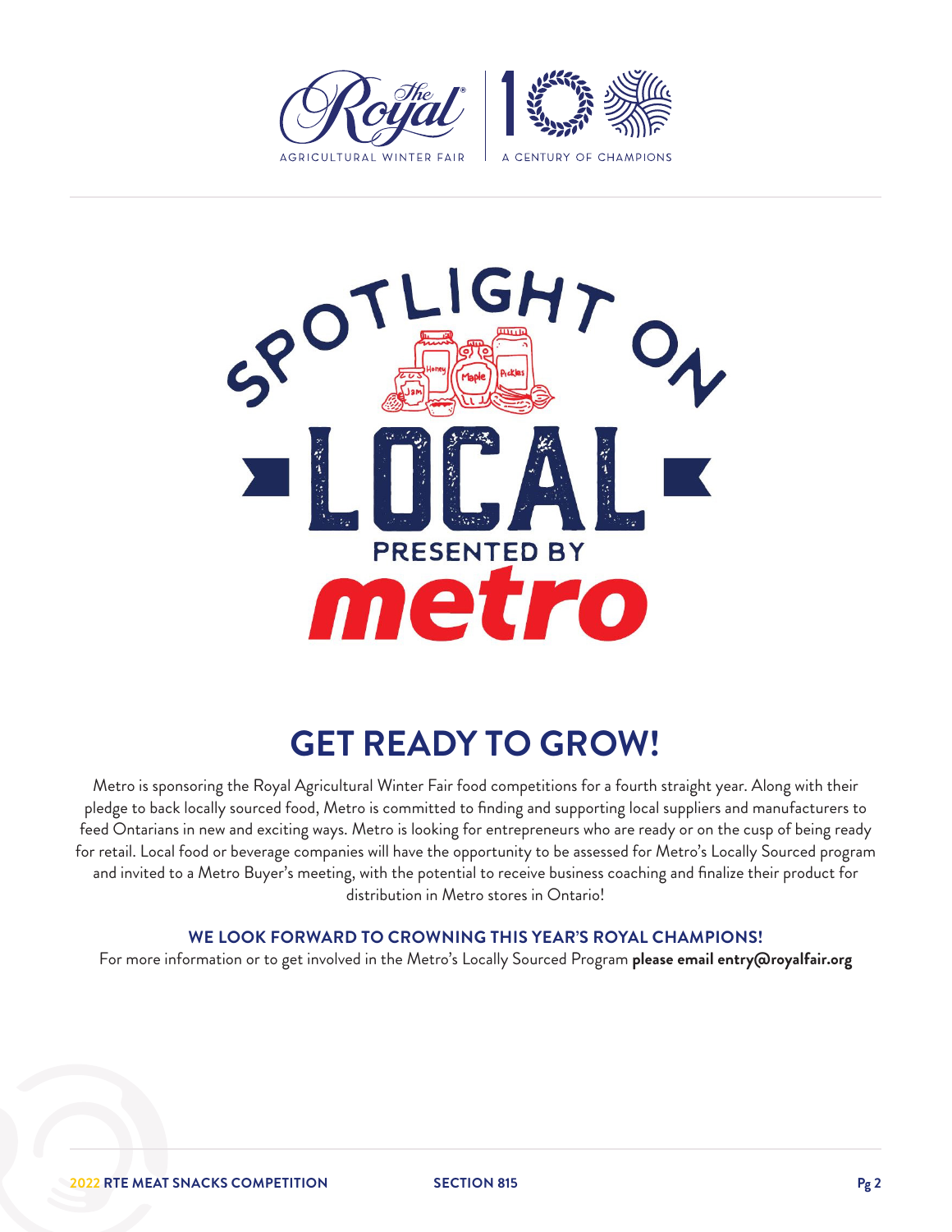# SPOTLIGHT ON LOCAL

PRESENTED BY **metro**

## GET READY TO GROW!

Metro is sponsoring the Royal Agricultural Winter Fair food competitions for a fourth straight year. Along with their pledge to back locally sourced food, Metro is committed to finding and supporting local suppliers and manufacturers to feed Ontarians in new and exciting ways. Metro is looking for entrepreneurs who are ready or on the cusp of being ready for retail. Local food or beverage companies will have the opportunity to be assessed for Metro's Locally Sourced program and invited to a Metro Buyer's meeting, with the potential to receive business coaching and finalize their product for distribution in Metro stores in Ontario!

**WE LOOK FORWARD TO CROWNING THIS YEAR'S ROYAL CHAMPIONS!**

For more information or to get involved in the Metro's Locally Sourced Program **please email entry@royalfair.org**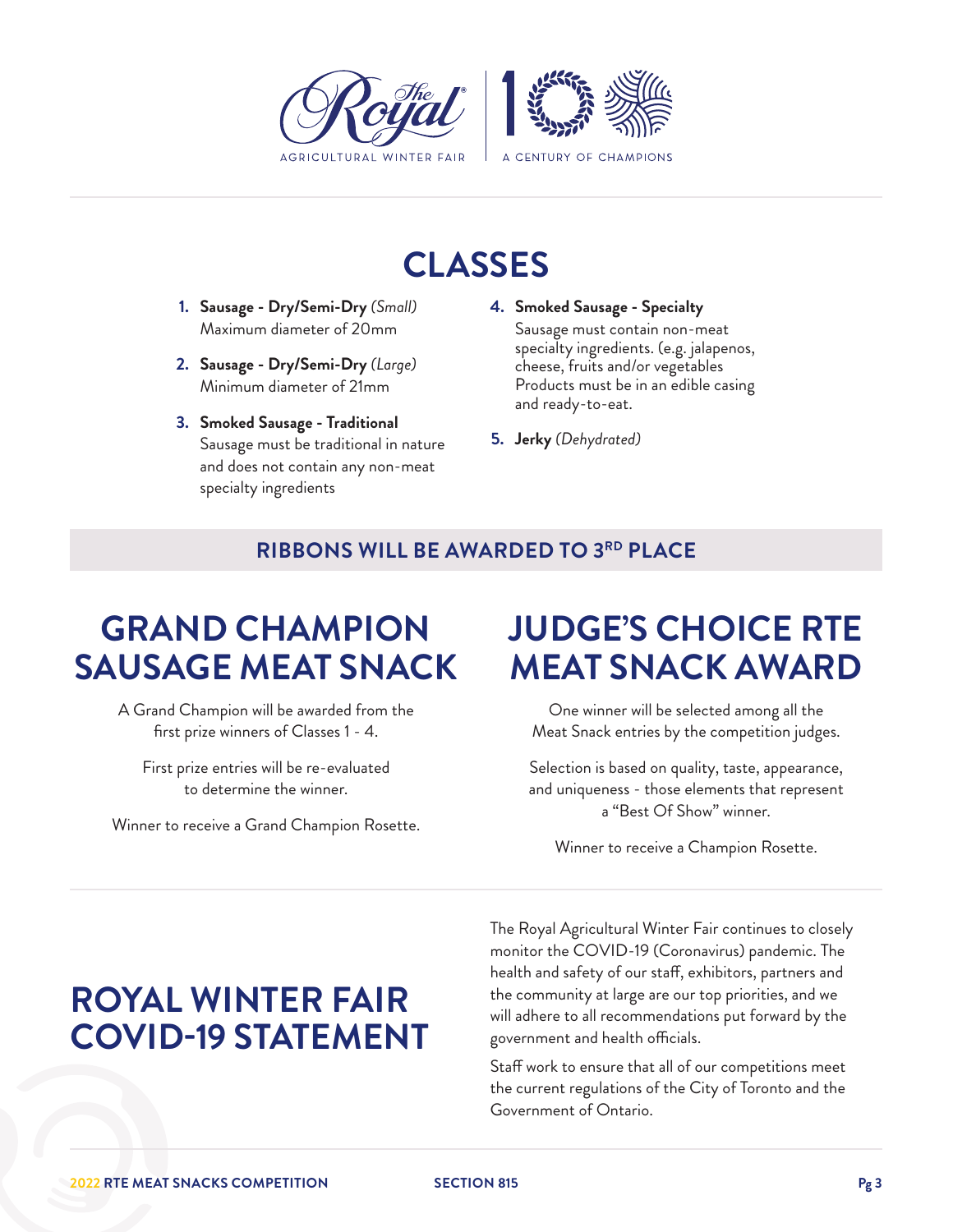# CLASSES

1. **Sausage - Dry/Semi-Dry** *(Small)*
   Maximum diameter of 20mm

2. **Sausage - Dry/Semi-Dry** *(Large)*
   Minimum diameter of 21mm

3. **Smoked Sausage - Traditional**
   Sausage must be traditional in nature and does not contain any non-meat specialty ingredients

4. **Smoked Sausage - Specialty**
   Sausage must contain non-meat specialty ingredients. (e.g. jalapenos, cheese, fruits and/or vegetables
   Products must be in an edible casing and ready-to-eat.

5. **Jerky** *(Dehydrated)*

**RIBBONS WILL BE AWARDED TO 3RD PLACE**

## GRAND CHAMPION SAUSAGE MEAT SNACK

A Grand Champion will be awarded from the first prize winners of Classes 1 - 4.

First prize entries will be re-evaluated to determine the winner.

Winner to receive a Grand Champion Rosette.

## JUDGE'S CHOICE RTE MEAT SNACK AWARD

One winner will be selected among all the Meat Snack entries by the competition judges.

Selection is based on quality, taste, appearance, and uniqueness - those elements that represent a "Best Of Show" winner.

Winner to receive a Champion Rosette.

## ROYAL WINTER FAIR COVID-19 STATEMENT

The Royal Agricultural Winter Fair continues to closely monitor the COVID-19 (Coronavirus) pandemic. The health and safety of our staff, exhibitors, partners and the community at large are our top priorities, and we will adhere to all recommendations put forward by the government and health officials.

Staff work to ensure that all of our competitions meet the current regulations of the City of Toronto and the Government of Ontario.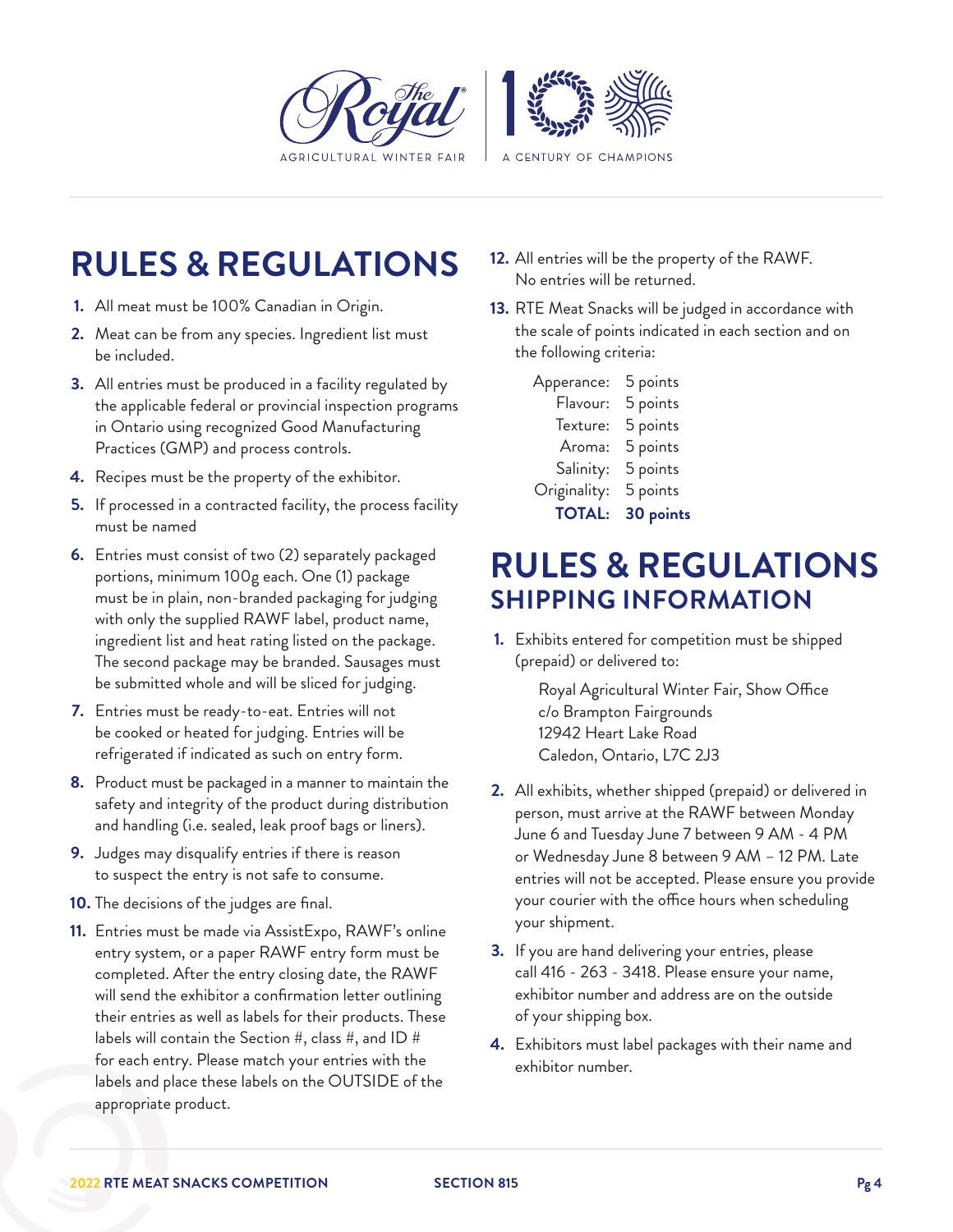# RULES & REGULATIONS

1. All meat must be 100% Canadian in Origin.
2. Meat can be from any species. Ingredient list must be included.
3. All entries must be produced in a facility regulated by the applicable federal or provincial inspection programs in Ontario using recognized Good Manufacturing Practices (GMP) and process controls.
4. Recipes must be the property of the exhibitor.
5. If processed in a contracted facility, the process facility must be named
6. Entries must consist of two (2) separately packaged portions, minimum 100g each. One (1) package must be in plain, non-branded packaging for judging with only the supplied RAWF label, product name, ingredient list and heat rating listed on the package. The second package may be branded. Sausages must be submitted whole and will be sliced for judging.
7. Entries must be ready-to-eat. Entries will not be cooked or heated for judging. Entries will be refrigerated if indicated as such on entry form.
8. Product must be packaged in a manner to maintain the safety and integrity of the product during distribution and handling (i.e. sealed, leak proof bags or liners).
9. Judges may disqualify entries if there is reason to suspect the entry is not safe to consume.
10. The decisions of the judges are final.
11. Entries must be made via AssistExpo, RAWF's online entry system, or a paper RAWF entry form must be completed. After the entry closing date, the RAWF will send the exhibitor a confirmation letter outlining their entries as well as labels for their products. These labels will contain the Section #, class #, and ID # for each entry. Please match your entries with the labels and place these labels on the OUTSIDE of the appropriate product.
12. All entries will be the property of the RAWF. No entries will be returned.
13. RTE Meat Snacks will be judged in accordance with the scale of points indicated in each section and on the following criteria:

| | |
|---|---|
| Apperance: | 5 points |
| Flavour: | 5 points |
| Texture: | 5 points |
| Aroma: | 5 points |
| Salinity: | 5 points |
| Originality: | 5 points |
| **TOTAL:** | **30 points** |

# RULES & REGULATIONS
## SHIPPING INFORMATION

1. Exhibits entered for competition must be shipped (prepaid) or delivered to:

   Royal Agricultural Winter Fair, Show Office
   c/o Brampton Fairgrounds
   12942 Heart Lake Road
   Caledon, Ontario, L7C 2J3

2. All exhibits, whether shipped (prepaid) or delivered in person, must arrive at the RAWF between Monday June 6 and Tuesday June 7 between 9 AM - 4 PM or Wednesday June 8 between 9 AM – 12 PM. Late entries will not be accepted. Please ensure you provide your courier with the office hours when scheduling your shipment.
3. If you are hand delivering your entries, please call 416 - 263 - 3418. Please ensure your name, exhibitor number and address are on the outside of your shipping box.
4. Exhibitors must label packages with their name and exhibitor number.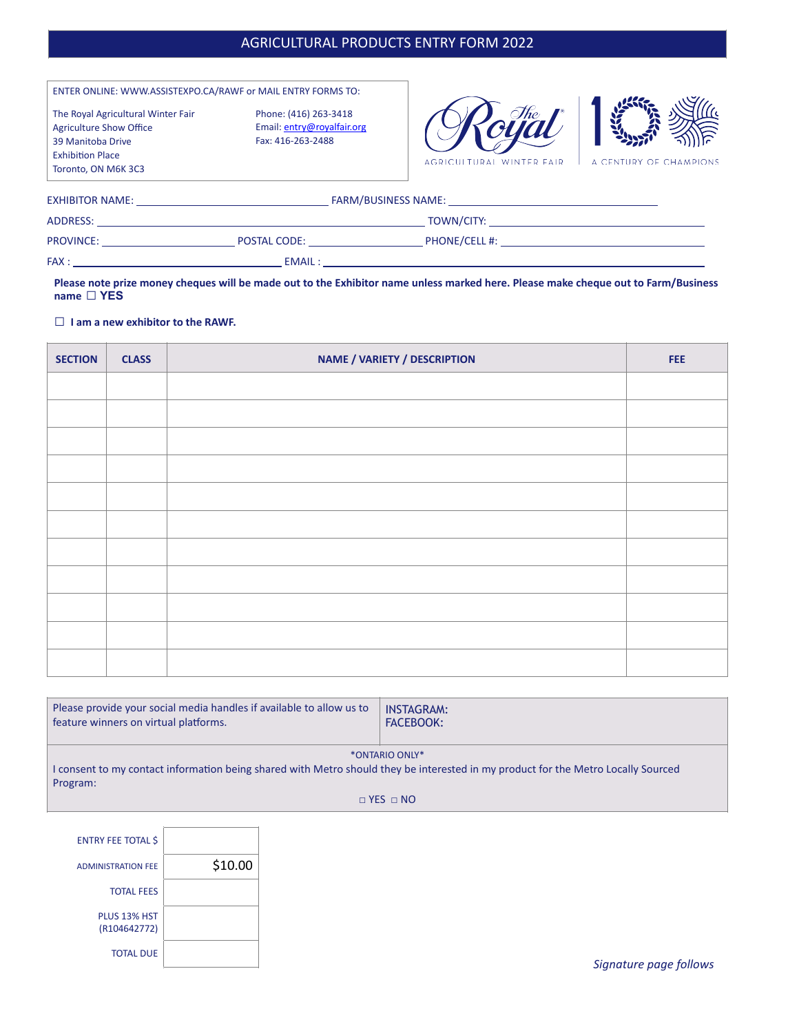# AGRICULTURAL PRODUCTS ENTRY FORM 2022

ENTER ONLINE: WWW.ASSISTEXPO.CA/RAWF or MAIL ENTRY FORMS TO:

The Royal Agricultural Winter Fair
Agriculture Show Office
39 Manitoba Drive
Exhibition Place
Toronto, ON M6K 3C3

Phone: (416) 263-3418
Email: entry@royalfair.org
Fax: 416-263-2488

The Royal Agricultural Winter Fair — 100 A Century of Champions

EXHIBITOR NAME: ______________________ FARM/BUSINESS NAME: ______________________

ADDRESS: ______________________ TOWN/CITY: ______________________

PROVINCE: ______________ POSTAL CODE: ______________ PHONE/CELL #: ______________________

FAX : ______________________ EMAIL : ______________________

**Please note prize money cheques will be made out to the Exhibitor name unless marked here. Please make cheque out to Farm/Business name ☐ YES**

**☐ I am a new exhibitor to the RAWF.**

| SECTION | CLASS | NAME / VARIETY / DESCRIPTION | FEE |
|---|---|---|---|
| | | | |
| | | | |
| | | | |
| | | | |
| | | | |
| | | | |
| | | | |
| | | | |
| | | | |
| | | | |
| | | | |

| Please provide your social media handles if available to allow us to feature winners on virtual platforms. | INSTAGRAM:<br>FACEBOOK: |
|---|---|

*ONTARIO ONLY*
I consent to my contact information being shared with Metro should they be interested in my product for the Metro Locally Sourced Program:

□ YES □ NO

| | |
|---|---|
| ENTRY FEE TOTAL $ | |
| ADMINISTRATION FEE | $10.00 |
| TOTAL FEES | |
| PLUS 13% HST (R104642772) | |
| TOTAL DUE | |

*Signature page follows*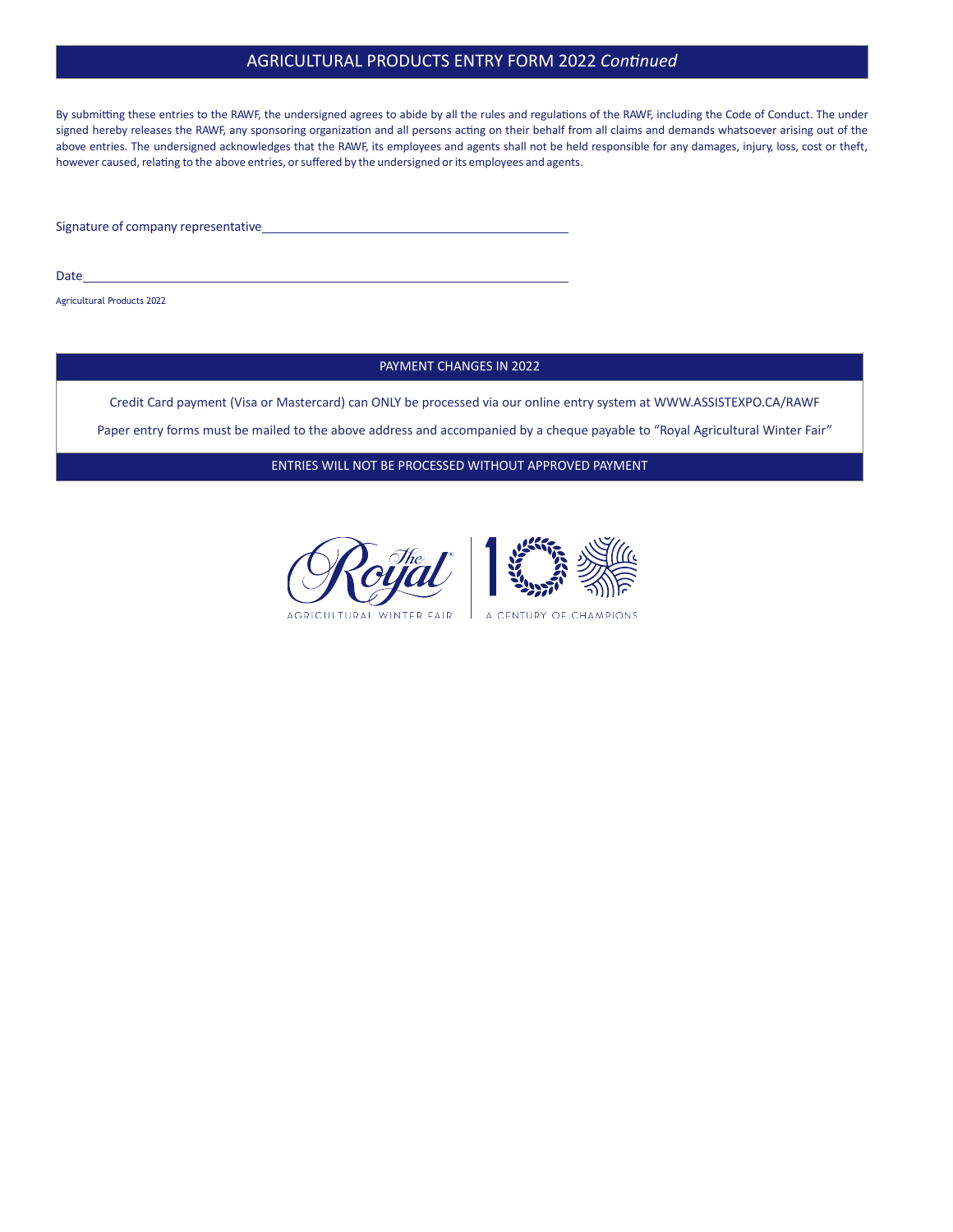## AGRICULTURAL PRODUCTS ENTRY FORM 2022 *Continued*

By submitting these entries to the RAWF, the undersigned agrees to abide by all the rules and regulations of the RAWF, including the Code of Conduct. The under signed hereby releases the RAWF, any sponsoring organization and all persons acting on their behalf from all claims and demands whatsoever arising out of the above entries. The undersigned acknowledges that the RAWF, its employees and agents shall not be held responsible for any damages, injury, loss, cost or theft, however caused, relating to the above entries, or suffered by the undersigned or its employees and agents.

Signature of company representative\_\_\_\_\_\_\_\_\_\_\_\_\_\_\_\_\_\_\_\_\_\_\_\_\_\_\_\_\_\_\_\_\_\_\_\_\_\_\_\_

Date\_\_\_\_\_\_\_\_\_\_\_\_\_\_\_\_\_\_\_\_\_\_\_\_\_\_\_\_\_\_\_\_\_\_\_\_\_\_\_\_\_\_\_\_\_\_\_\_\_\_\_\_\_\_\_\_\_\_\_\_\_\_\_\_

Agricultural Products 2022

### PAYMENT CHANGES IN 2022

Credit Card payment (Visa or Mastercard) can ONLY be processed via our online entry system at WWW.ASSISTEXPO.CA/RAWF

Paper entry forms must be mailed to the above address and accompanied by a cheque payable to "Royal Agricultural Winter Fair"

**ENTRIES WILL NOT BE PROCESSED WITHOUT APPROVED PAYMENT**

The Royal AGRICULTURAL WINTER FAIR | A CENTURY OF CHAMPIONS